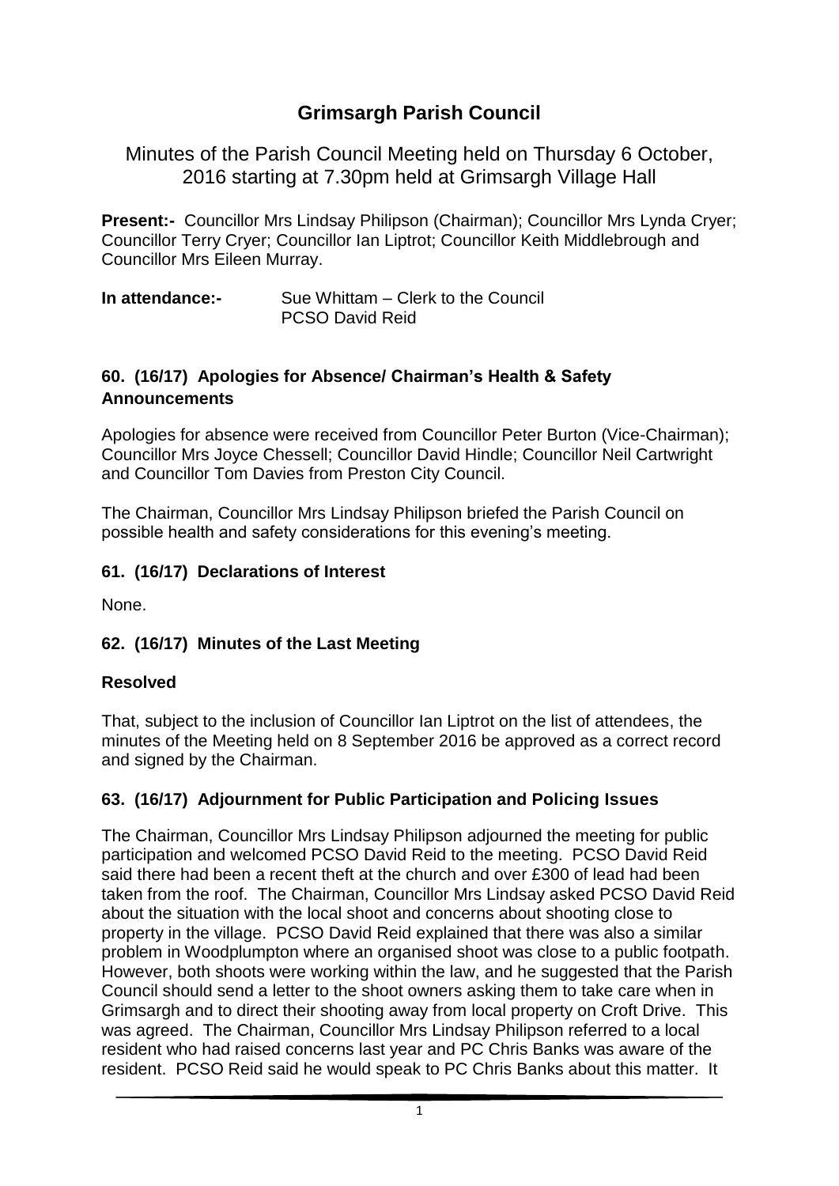# Grimsargh Parish Council

## Minutes of the Parish Council Meeting held on Thursday 6 October, 2016 starting at 7.30pm held at Grimsargh Village Hall

**Present:-** Councillor Mrs Lindsay Philipson (Chairman); Councillor Mrs Lynda Cryer; Councillor Terry Cryer; Councillor Ian Liptrot; Councillor Keith Middlebrough and Councillor Mrs Eileen Murray.

**In attendance:-** Sue Whittam – Clerk to the Council
PCSO David Reid

### 60. (16/17) Apologies for Absence/ Chairman's Health & Safety Announcements

Apologies for absence were received from Councillor Peter Burton (Vice-Chairman); Councillor Mrs Joyce Chessell; Councillor David Hindle; Councillor Neil Cartwright and Councillor Tom Davies from Preston City Council.

The Chairman, Councillor Mrs Lindsay Philipson briefed the Parish Council on possible health and safety considerations for this evening's meeting.

### 61. (16/17) Declarations of Interest

None.

### 62. (16/17) Minutes of the Last Meeting

**Resolved**

That, subject to the inclusion of Councillor Ian Liptrot on the list of attendees, the minutes of the Meeting held on 8 September 2016 be approved as a correct record and signed by the Chairman.

### 63. (16/17) Adjournment for Public Participation and Policing Issues

The Chairman, Councillor Mrs Lindsay Philipson adjourned the meeting for public participation and welcomed PCSO David Reid to the meeting. PCSO David Reid said there had been a recent theft at the church and over £300 of lead had been taken from the roof. The Chairman, Councillor Mrs Lindsay asked PCSO David Reid about the situation with the local shoot and concerns about shooting close to property in the village. PCSO David Reid explained that there was also a similar problem in Woodplumpton where an organised shoot was close to a public footpath. However, both shoots were working within the law, and he suggested that the Parish Council should send a letter to the shoot owners asking them to take care when in Grimsargh and to direct their shooting away from local property on Croft Drive. This was agreed. The Chairman, Councillor Mrs Lindsay Philipson referred to a local resident who had raised concerns last year and PC Chris Banks was aware of the resident. PCSO Reid said he would speak to PC Chris Banks about this matter. It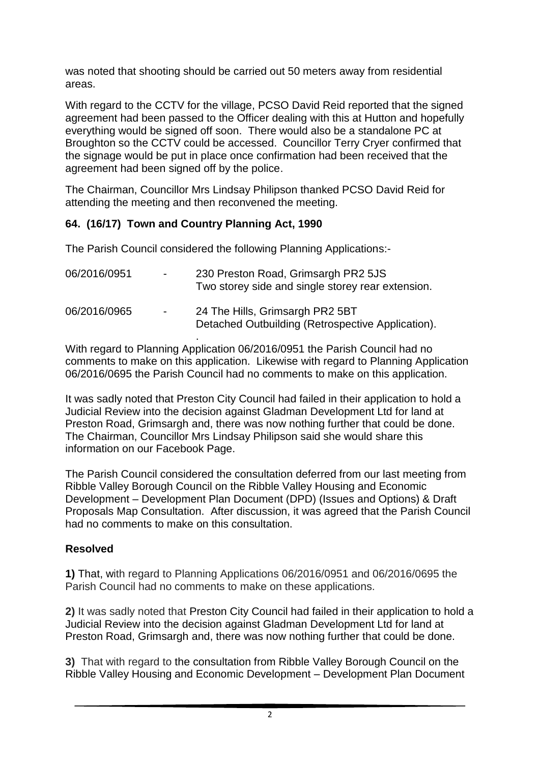was noted that shooting should be carried out 50 meters away from residential areas.

With regard to the CCTV for the village, PCSO David Reid reported that the signed agreement had been passed to the Officer dealing with this at Hutton and hopefully everything would be signed off soon. There would also be a standalone PC at Broughton so the CCTV could be accessed. Councillor Terry Cryer confirmed that the signage would be put in place once confirmation had been received that the agreement had been signed off by the police.

The Chairman, Councillor Mrs Lindsay Philipson thanked PCSO David Reid for attending the meeting and then reconvened the meeting.

## 64. (16/17) Town and Country Planning Act, 1990

The Parish Council considered the following Planning Applications:-

| | | |
|---|---|---|
| 06/2016/0951 | - | 230 Preston Road, Grimsargh PR2 5JS<br>Two storey side and single storey rear extension. |
| 06/2016/0965 | - | 24 The Hills, Grimsargh PR2 5BT<br>Detached Outbuilding (Retrospective Application). |

With regard to Planning Application 06/2016/0951 the Parish Council had no comments to make on this application. Likewise with regard to Planning Application 06/2016/0695 the Parish Council had no comments to make on this application.

It was sadly noted that Preston City Council had failed in their application to hold a Judicial Review into the decision against Gladman Development Ltd for land at Preston Road, Grimsargh and, there was now nothing further that could be done. The Chairman, Councillor Mrs Lindsay Philipson said she would share this information on our Facebook Page.

The Parish Council considered the consultation deferred from our last meeting from Ribble Valley Borough Council on the Ribble Valley Housing and Economic Development – Development Plan Document (DPD) (Issues and Options) & Draft Proposals Map Consultation. After discussion, it was agreed that the Parish Council had no comments to make on this consultation.

**Resolved**

**1)** That, with regard to Planning Applications 06/2016/0951 and 06/2016/0695 the Parish Council had no comments to make on these applications.

**2)** It was sadly noted that Preston City Council had failed in their application to hold a Judicial Review into the decision against Gladman Development Ltd for land at Preston Road, Grimsargh and, there was now nothing further that could be done.

**3)** That with regard to the consultation from Ribble Valley Borough Council on the Ribble Valley Housing and Economic Development – Development Plan Document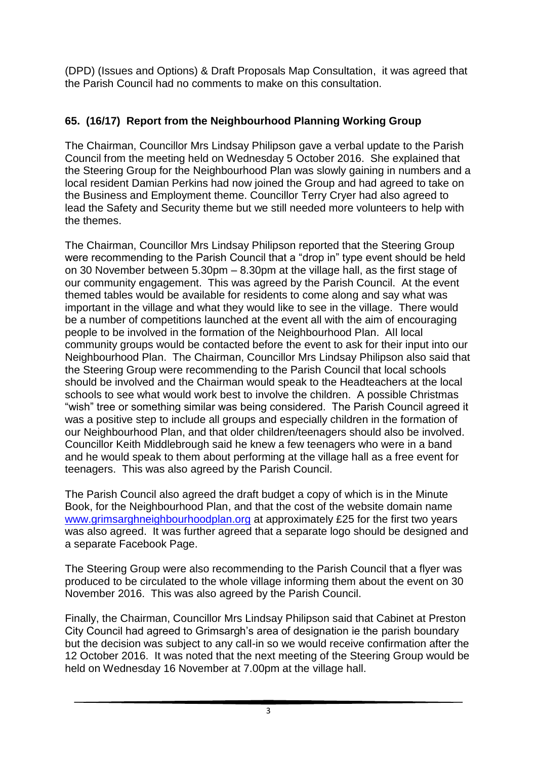(DPD) (Issues and Options) & Draft Proposals Map Consultation, it was agreed that the Parish Council had no comments to make on this consultation.

### 65. (16/17) Report from the Neighbourhood Planning Working Group

The Chairman, Councillor Mrs Lindsay Philipson gave a verbal update to the Parish Council from the meeting held on Wednesday 5 October 2016. She explained that the Steering Group for the Neighbourhood Plan was slowly gaining in numbers and a local resident Damian Perkins had now joined the Group and had agreed to take on the Business and Employment theme. Councillor Terry Cryer had also agreed to lead the Safety and Security theme but we still needed more volunteers to help with the themes.

The Chairman, Councillor Mrs Lindsay Philipson reported that the Steering Group were recommending to the Parish Council that a "drop in" type event should be held on 30 November between 5.30pm – 8.30pm at the village hall, as the first stage of our community engagement. This was agreed by the Parish Council. At the event themed tables would be available for residents to come along and say what was important in the village and what they would like to see in the village. There would be a number of competitions launched at the event all with the aim of encouraging people to be involved in the formation of the Neighbourhood Plan. All local community groups would be contacted before the event to ask for their input into our Neighbourhood Plan. The Chairman, Councillor Mrs Lindsay Philipson also said that the Steering Group were recommending to the Parish Council that local schools should be involved and the Chairman would speak to the Headteachers at the local schools to see what would work best to involve the children. A possible Christmas "wish" tree or something similar was being considered. The Parish Council agreed it was a positive step to include all groups and especially children in the formation of our Neighbourhood Plan, and that older children/teenagers should also be involved. Councillor Keith Middlebrough said he knew a few teenagers who were in a band and he would speak to them about performing at the village hall as a free event for teenagers. This was also agreed by the Parish Council.

The Parish Council also agreed the draft budget a copy of which is in the Minute Book, for the Neighbourhood Plan, and that the cost of the website domain name www.grimsarghneighbourhoodplan.org at approximately £25 for the first two years was also agreed. It was further agreed that a separate logo should be designed and a separate Facebook Page.

The Steering Group were also recommending to the Parish Council that a flyer was produced to be circulated to the whole village informing them about the event on 30 November 2016. This was also agreed by the Parish Council.

Finally, the Chairman, Councillor Mrs Lindsay Philipson said that Cabinet at Preston City Council had agreed to Grimsargh's area of designation ie the parish boundary but the decision was subject to any call-in so we would receive confirmation after the 12 October 2016. It was noted that the next meeting of the Steering Group would be held on Wednesday 16 November at 7.00pm at the village hall.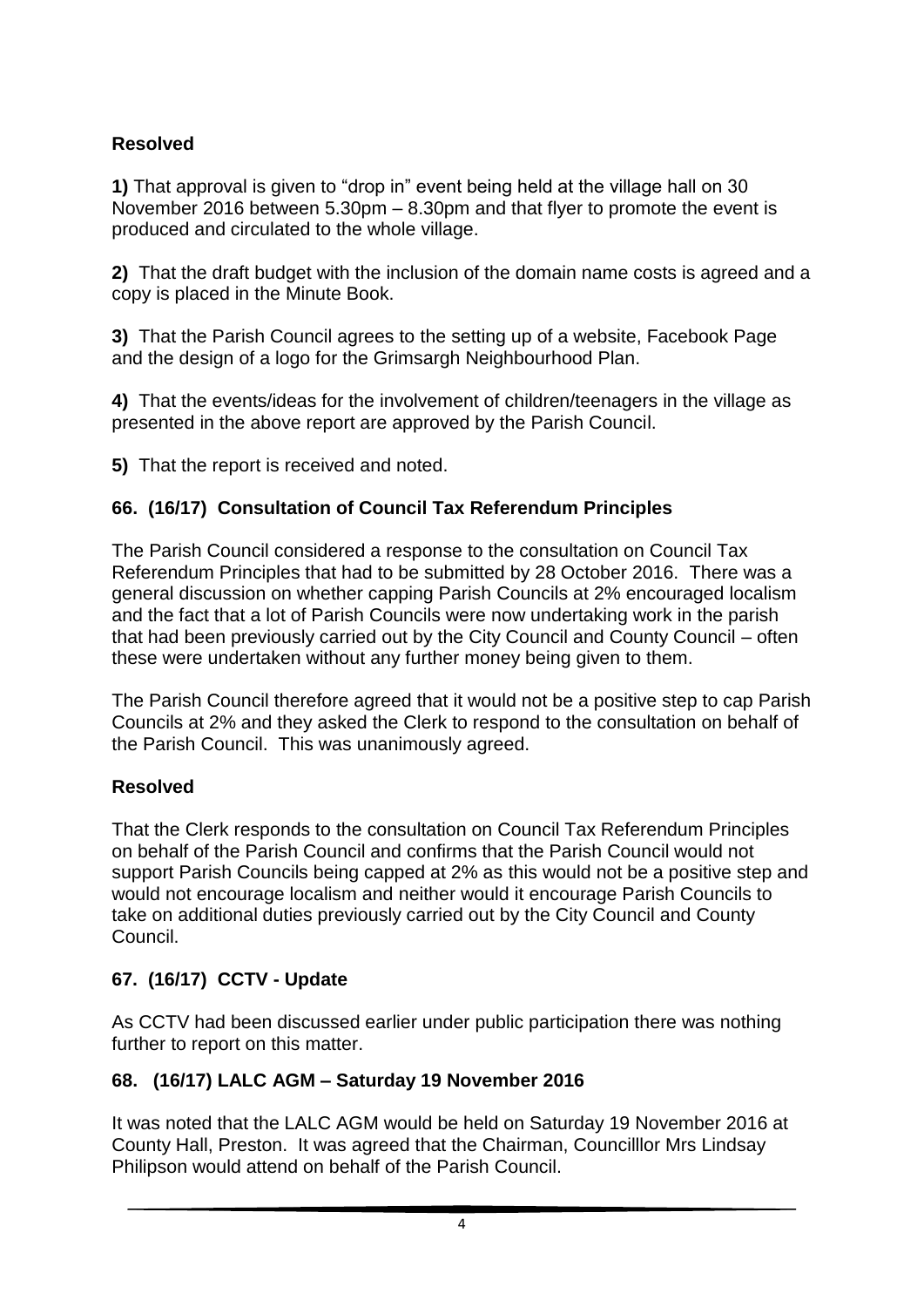**Resolved**

**1)** That approval is given to "drop in" event being held at the village hall on 30 November 2016 between 5.30pm – 8.30pm and that flyer to promote the event is produced and circulated to the whole village.

**2)** That the draft budget with the inclusion of the domain name costs is agreed and a copy is placed in the Minute Book.

**3)** That the Parish Council agrees to the setting up of a website, Facebook Page and the design of a logo for the Grimsargh Neighbourhood Plan.

**4)** That the events/ideas for the involvement of children/teenagers in the village as presented in the above report are approved by the Parish Council.

**5)** That the report is received and noted.

## 66. (16/17) Consultation of Council Tax Referendum Principles

The Parish Council considered a response to the consultation on Council Tax Referendum Principles that had to be submitted by 28 October 2016. There was a general discussion on whether capping Parish Councils at 2% encouraged localism and the fact that a lot of Parish Councils were now undertaking work in the parish that had been previously carried out by the City Council and County Council – often these were undertaken without any further money being given to them.

The Parish Council therefore agreed that it would not be a positive step to cap Parish Councils at 2% and they asked the Clerk to respond to the consultation on behalf of the Parish Council. This was unanimously agreed.

**Resolved**

That the Clerk responds to the consultation on Council Tax Referendum Principles on behalf of the Parish Council and confirms that the Parish Council would not support Parish Councils being capped at 2% as this would not be a positive step and would not encourage localism and neither would it encourage Parish Councils to take on additional duties previously carried out by the City Council and County Council.

## 67. (16/17) CCTV - Update

As CCTV had been discussed earlier under public participation there was nothing further to report on this matter.

## 68. (16/17) LALC AGM – Saturday 19 November 2016

It was noted that the LALC AGM would be held on Saturday 19 November 2016 at County Hall, Preston. It was agreed that the Chairman, Councilllor Mrs Lindsay Philipson would attend on behalf of the Parish Council.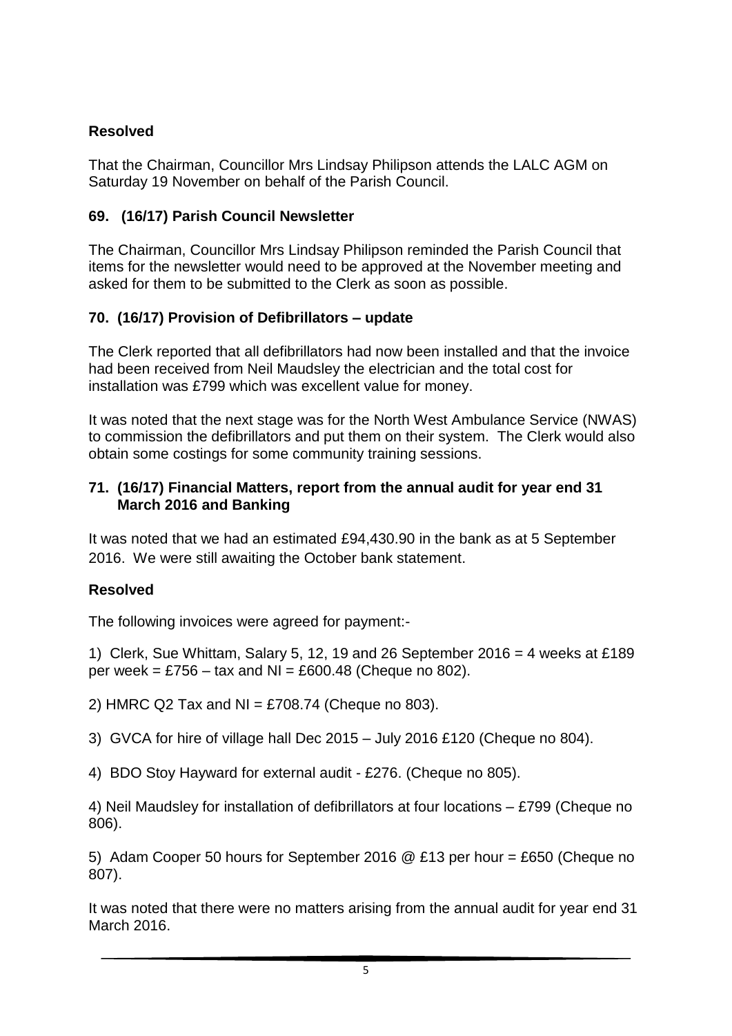**Resolved**

That the Chairman, Councillor Mrs Lindsay Philipson attends the LALC AGM on Saturday 19 November on behalf of the Parish Council.

## 69. (16/17) Parish Council Newsletter

The Chairman, Councillor Mrs Lindsay Philipson reminded the Parish Council that items for the newsletter would need to be approved at the November meeting and asked for them to be submitted to the Clerk as soon as possible.

## 70. (16/17) Provision of Defibrillators – update

The Clerk reported that all defibrillators had now been installed and that the invoice had been received from Neil Maudsley the electrician and the total cost for installation was £799 which was excellent value for money.

It was noted that the next stage was for the North West Ambulance Service (NWAS) to commission the defibrillators and put them on their system. The Clerk would also obtain some costings for some community training sessions.

## 71. (16/17) Financial Matters, report from the annual audit for year end 31 March 2016 and Banking

It was noted that we had an estimated £94,430.90 in the bank as at 5 September 2016. We were still awaiting the October bank statement.

**Resolved**

The following invoices were agreed for payment:-

1) Clerk, Sue Whittam, Salary 5, 12, 19 and 26 September 2016 = 4 weeks at £189 per week = £756 – tax and NI = £600.48 (Cheque no 802).

2) HMRC Q2 Tax and NI = £708.74 (Cheque no 803).

3) GVCA for hire of village hall Dec 2015 – July 2016 £120 (Cheque no 804).

4) BDO Stoy Hayward for external audit - £276. (Cheque no 805).

4) Neil Maudsley for installation of defibrillators at four locations – £799 (Cheque no 806).

5) Adam Cooper 50 hours for September 2016 @ £13 per hour = £650 (Cheque no 807).

It was noted that there were no matters arising from the annual audit for year end 31 March 2016.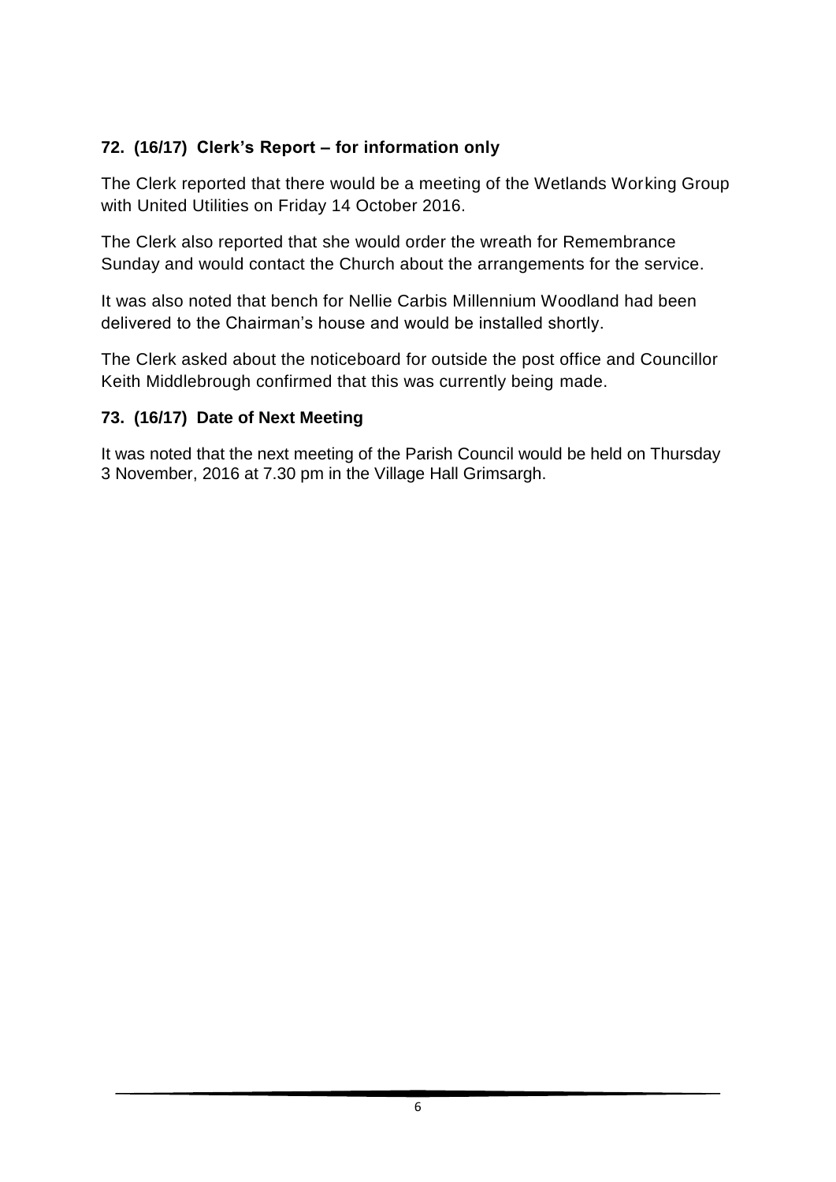### 72. (16/17) Clerk's Report – for information only

The Clerk reported that there would be a meeting of the Wetlands Working Group with United Utilities on Friday 14 October 2016.

The Clerk also reported that she would order the wreath for Remembrance Sunday and would contact the Church about the arrangements for the service.

It was also noted that bench for Nellie Carbis Millennium Woodland had been delivered to the Chairman's house and would be installed shortly.

The Clerk asked about the noticeboard for outside the post office and Councillor Keith Middlebrough confirmed that this was currently being made.

### 73. (16/17) Date of Next Meeting

It was noted that the next meeting of the Parish Council would be held on Thursday 3 November, 2016 at 7.30 pm in the Village Hall Grimsargh.